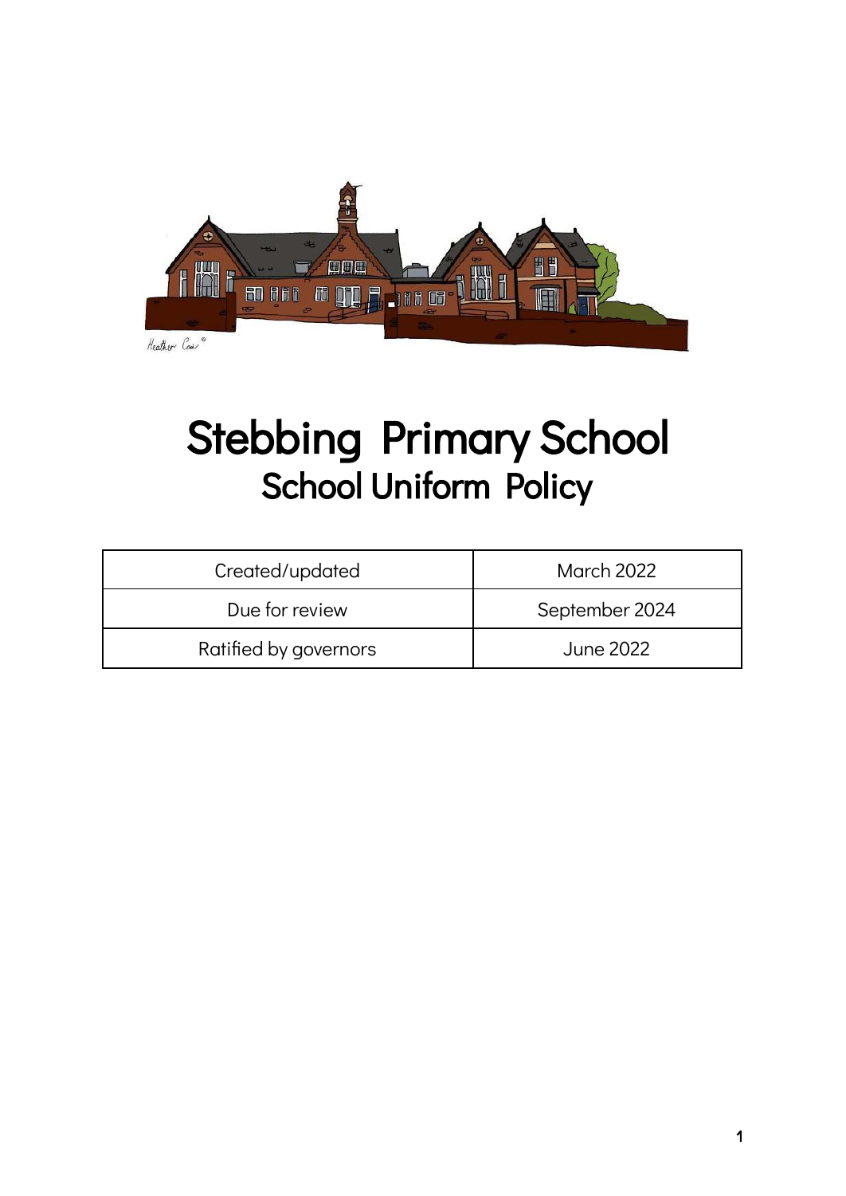# Stebbing Primary School

## School Uniform Policy

| Created/updated | March 2022 |
|---|---|
| Due for review | September 2024 |
| Ratified by governors | June 2022 |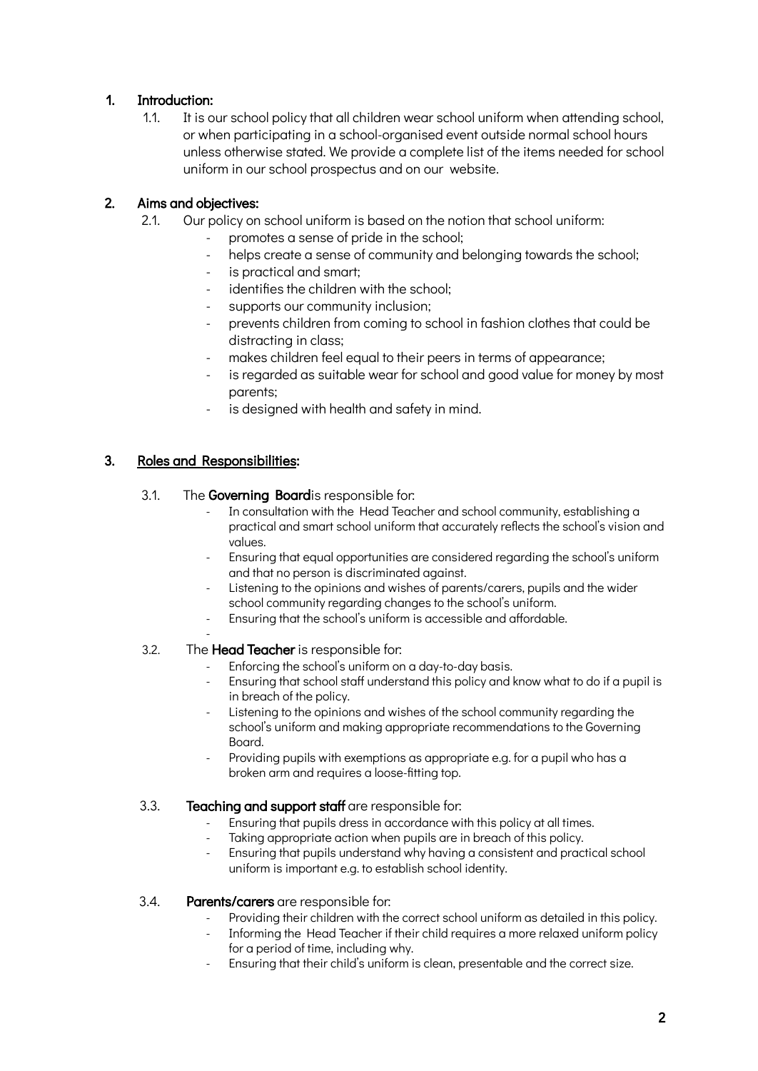## 1. Introduction:

1.1. It is our school policy that all children wear school uniform when attending school, or when participating in a school-organised event outside normal school hours unless otherwise stated. We provide a complete list of the items needed for school uniform in our school prospectus and on our website.

## 2. Aims and objectives:

2.1. Our policy on school uniform is based on the notion that school uniform:

- promotes a sense of pride in the school;
- helps create a sense of community and belonging towards the school;
- is practical and smart;
- identifies the children with the school;
- supports our community inclusion;
- prevents children from coming to school in fashion clothes that could be distracting in class;
- makes children feel equal to their peers in terms of appearance;
- is regarded as suitable wear for school and good value for money by most parents;
- is designed with health and safety in mind.

## 3. Roles and Responsibilities:

3.1. The **Governing Board** is responsible for:

- In consultation with the Head Teacher and school community, establishing a practical and smart school uniform that accurately reflects the school's vision and values.
- Ensuring that equal opportunities are considered regarding the school's uniform and that no person is discriminated against.
- Listening to the opinions and wishes of parents/carers, pupils and the wider school community regarding changes to the school's uniform.
- Ensuring that the school's uniform is accessible and affordable.

3.2. The **Head Teacher** is responsible for:

- Enforcing the school's uniform on a day-to-day basis.
- Ensuring that school staff understand this policy and know what to do if a pupil is in breach of the policy.
- Listening to the opinions and wishes of the school community regarding the school's uniform and making appropriate recommendations to the Governing Board.
- Providing pupils with exemptions as appropriate e.g. for a pupil who has a broken arm and requires a loose-fitting top.

3.3. **Teaching and support staff** are responsible for:

- Ensuring that pupils dress in accordance with this policy at all times.
- Taking appropriate action when pupils are in breach of this policy.
- Ensuring that pupils understand why having a consistent and practical school uniform is important e.g. to establish school identity.

3.4. **Parents/carers** are responsible for:

- Providing their children with the correct school uniform as detailed in this policy.
- Informing the Head Teacher if their child requires a more relaxed uniform policy for a period of time, including why.
- Ensuring that their child's uniform is clean, presentable and the correct size.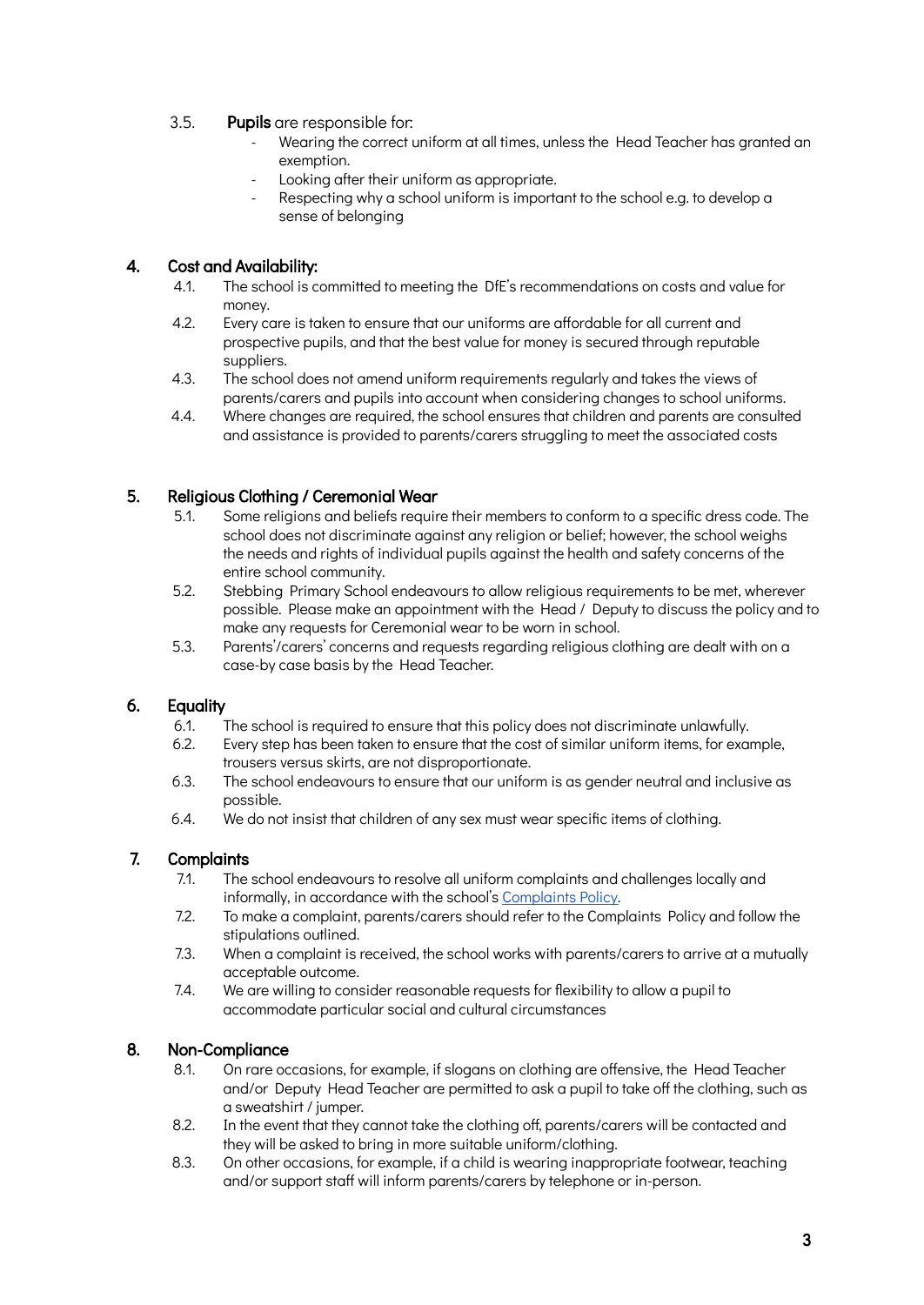3.5. **Pupils** are responsible for:

- Wearing the correct uniform at all times, unless the Head Teacher has granted an exemption.
- Looking after their uniform as appropriate.
- Respecting why a school uniform is important to the school e.g. to develop a sense of belonging

## 4. Cost and Availability:

4.1. The school is committed to meeting the DfE's recommendations on costs and value for money.

4.2. Every care is taken to ensure that our uniforms are affordable for all current and prospective pupils, and that the best value for money is secured through reputable suppliers.

4.3. The school does not amend uniform requirements regularly and takes the views of parents/carers and pupils into account when considering changes to school uniforms.

4.4. Where changes are required, the school ensures that children and parents are consulted and assistance is provided to parents/carers struggling to meet the associated costs

## 5. Religious Clothing / Ceremonial Wear

5.1. Some religions and beliefs require their members to conform to a specific dress code. The school does not discriminate against any religion or belief; however, the school weighs the needs and rights of individual pupils against the health and safety concerns of the entire school community.

5.2. Stebbing Primary School endeavours to allow religious requirements to be met, wherever possible. Please make an appointment with the Head / Deputy to discuss the policy and to make any requests for Ceremonial wear to be worn in school.

5.3. Parents'/carers' concerns and requests regarding religious clothing are dealt with on a case-by case basis by the Head Teacher.

## 6. Equality

6.1. The school is required to ensure that this policy does not discriminate unlawfully.

6.2. Every step has been taken to ensure that the cost of similar uniform items, for example, trousers versus skirts, are not disproportionate.

6.3. The school endeavours to ensure that our uniform is as gender neutral and inclusive as possible.

6.4. We do not insist that children of any sex must wear specific items of clothing.

## 7. Complaints

7.1. The school endeavours to resolve all uniform complaints and challenges locally and informally, in accordance with the school's Complaints Policy.

7.2. To make a complaint, parents/carers should refer to the Complaints Policy and follow the stipulations outlined.

7.3. When a complaint is received, the school works with parents/carers to arrive at a mutually acceptable outcome.

7.4. We are willing to consider reasonable requests for flexibility to allow a pupil to accommodate particular social and cultural circumstances

## 8. Non-Compliance

8.1. On rare occasions, for example, if slogans on clothing are offensive, the Head Teacher and/or Deputy Head Teacher are permitted to ask a pupil to take off the clothing, such as a sweatshirt / jumper.

8.2. In the event that they cannot take the clothing off, parents/carers will be contacted and they will be asked to bring in more suitable uniform/clothing.

8.3. On other occasions, for example, if a child is wearing inappropriate footwear, teaching and/or support staff will inform parents/carers by telephone or in-person.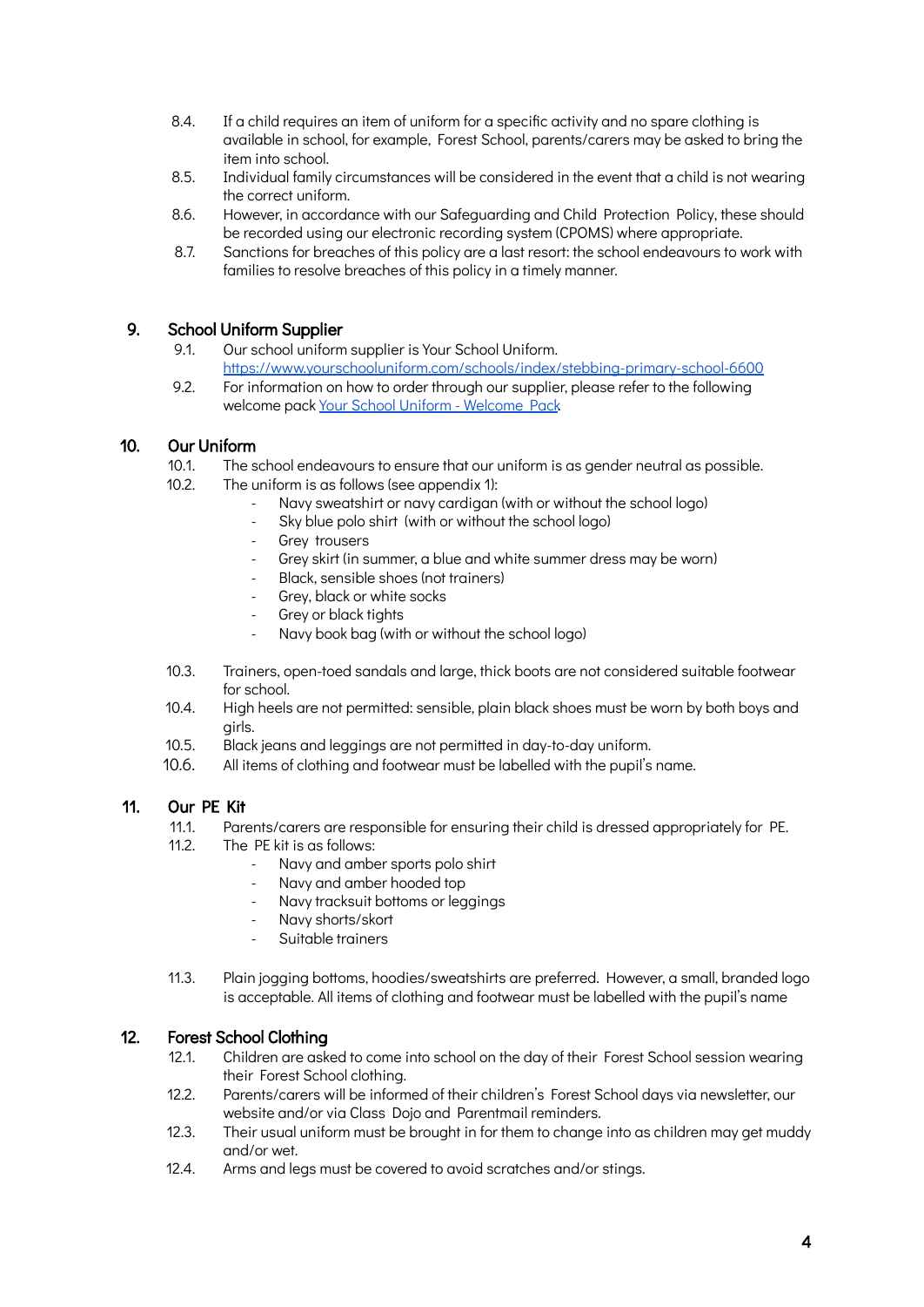8.4. If a child requires an item of uniform for a specific activity and no spare clothing is available in school, for example, Forest School, parents/carers may be asked to bring the item into school.

8.5. Individual family circumstances will be considered in the event that a child is not wearing the correct uniform.

8.6. However, in accordance with our Safeguarding and Child Protection Policy, these should be recorded using our electronic recording system (CPOMS) where appropriate.

8.7. Sanctions for breaches of this policy are a last resort: the school endeavours to work with families to resolve breaches of this policy in a timely manner.

## 9. School Uniform Supplier

9.1. Our school uniform supplier is Your School Uniform. [https://www.yourschooluniform.com/schools/index/stebbing-primary-school-6600](https://www.yourschooluniform.com/schools/index/stebbing-primary-school-6600)

9.2. For information on how to order through our supplier, please refer to the following welcome pack [Your School Uniform - Welcome Pack]()

## 10. Our Uniform

10.1. The school endeavours to ensure that our uniform is as gender neutral as possible.

10.2. The uniform is as follows (see appendix 1):

- Navy sweatshirt or navy cardigan (with or without the school logo)
- Sky blue polo shirt (with or without the school logo)
- Grey trousers
- Grey skirt (in summer, a blue and white summer dress may be worn)
- Black, sensible shoes (not trainers)
- Grey, black or white socks
- Grey or black tights
- Navy book bag (with or without the school logo)

10.3. Trainers, open-toed sandals and large, thick boots are not considered suitable footwear for school.

10.4. High heels are not permitted: sensible, plain black shoes must be worn by both boys and girls.

10.5. Black jeans and leggings are not permitted in day-to-day uniform.

10.6. All items of clothing and footwear must be labelled with the pupil's name.

## 11. Our PE Kit

11.1. Parents/carers are responsible for ensuring their child is dressed appropriately for PE.

11.2. The PE kit is as follows:

- Navy and amber sports polo shirt
- Navy and amber hooded top
- Navy tracksuit bottoms or leggings
- Navy shorts/skort
- Suitable trainers

11.3. Plain jogging bottoms, hoodies/sweatshirts are preferred. However, a small, branded logo is acceptable. All items of clothing and footwear must be labelled with the pupil's name

## 12. Forest School Clothing

12.1. Children are asked to come into school on the day of their Forest School session wearing their Forest School clothing.

12.2. Parents/carers will be informed of their children's Forest School days via newsletter, our website and/or via Class Dojo and Parentmail reminders.

12.3. Their usual uniform must be brought in for them to change into as children may get muddy and/or wet.

12.4. Arms and legs must be covered to avoid scratches and/or stings.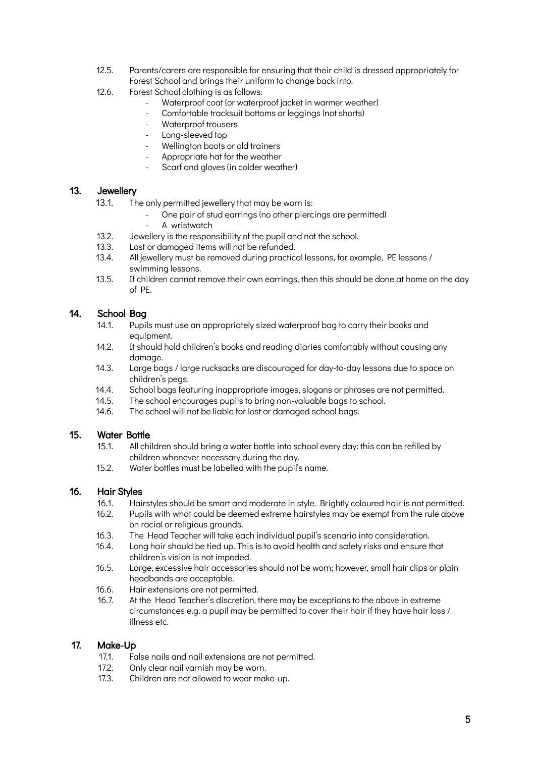12.5. Parents/carers are responsible for ensuring that their child is dressed appropriately for Forest School and brings their uniform to change back into.

12.6. Forest School clothing is as follows:

- Waterproof coat (or waterproof jacket in warmer weather)
- Comfortable tracksuit bottoms or leggings (not shorts)
- Waterproof trousers
- Long-sleeved top
- Wellington boots or old trainers
- Appropriate hat for the weather
- Scarf and gloves (in colder weather)

## 13. Jewellery

13.1. The only permitted jewellery that may be worn is:

- One pair of stud earrings (no other piercings are permitted)
- A wristwatch

13.2. Jewellery is the responsibility of the pupil and not the school.

13.3. Lost or damaged items will not be refunded.

13.4. All jewellery must be removed during practical lessons, for example, PE lessons / swimming lessons.

13.5. If children cannot remove their own earrings, then this should be done at home on the day of PE.

## 14. School Bag

14.1. Pupils must use an appropriately sized waterproof bag to carry their books and equipment.

14.2. It should hold children's books and reading diaries comfortably without causing any damage.

14.3. Large bags / large rucksacks are discouraged for day-to-day lessons due to space on children's pegs.

14.4. School bags featuring inappropriate images, slogans or phrases are not permitted.

14.5. The school encourages pupils to bring non-valuable bags to school.

14.6. The school will not be liable for lost or damaged school bags.

## 15. Water Bottle

15.1. All children should bring a water bottle into school every day: this can be refilled by children whenever necessary during the day.

15.2. Water bottles must be labelled with the pupil's name.

## 16. Hair Styles

16.1. Hairstyles should be smart and moderate in style. Brightly coloured hair is not permitted.

16.2. Pupils with what could be deemed extreme hairstyles may be exempt from the rule above on racial or religious grounds.

16.3. The Head Teacher will take each individual pupil's scenario into consideration.

16.4. Long hair should be tied up. This is to avoid health and safety risks and ensure that children's vision is not impeded.

16.5. Large, excessive hair accessories should not be worn; however, small hair clips or plain headbands are acceptable.

16.6. Hair extensions are not permitted.

16.7. At the Head Teacher's discretion, there may be exceptions to the above in extreme circumstances e.g. a pupil may be permitted to cover their hair if they have hair loss / illness etc.

## 17. Make-Up

17.1. False nails and nail extensions are not permitted.

17.2. Only clear nail varnish may be worn.

17.3. Children are not allowed to wear make-up.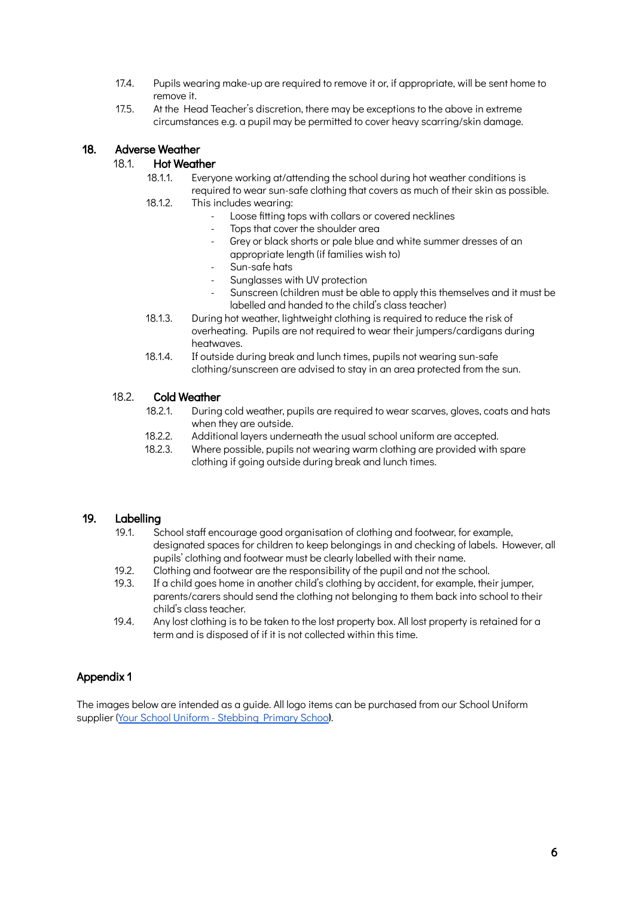17.4. Pupils wearing make-up are required to remove it or, if appropriate, will be sent home to remove it.

17.5. At the Head Teacher's discretion, there may be exceptions to the above in extreme circumstances e.g. a pupil may be permitted to cover heavy scarring/skin damage.

## 18. Adverse Weather

### 18.1. Hot Weather

18.1.1. Everyone working at/attending the school during hot weather conditions is required to wear sun-safe clothing that covers as much of their skin as possible.

18.1.2. This includes wearing:

- Loose fitting tops with collars or covered necklines
- Tops that cover the shoulder area
- Grey or black shorts or pale blue and white summer dresses of an appropriate length (if families wish to)
- Sun-safe hats
- Sunglasses with UV protection
- Sunscreen (children must be able to apply this themselves and it must be labelled and handed to the child's class teacher)

18.1.3. During hot weather, lightweight clothing is required to reduce the risk of overheating. Pupils are not required to wear their jumpers/cardigans during heatwaves.

18.1.4. If outside during break and lunch times, pupils not wearing sun-safe clothing/sunscreen are advised to stay in an area protected from the sun.

### 18.2. Cold Weather

18.2.1. During cold weather, pupils are required to wear scarves, gloves, coats and hats when they are outside.

18.2.2. Additional layers underneath the usual school uniform are accepted.

18.2.3. Where possible, pupils not wearing warm clothing are provided with spare clothing if going outside during break and lunch times.

## 19. Labelling

19.1. School staff encourage good organisation of clothing and footwear, for example, designated spaces for children to keep belongings in and checking of labels. However, all pupils' clothing and footwear must be clearly labelled with their name.

19.2. Clothing and footwear are the responsibility of the pupil and not the school.

19.3. If a child goes home in another child's clothing by accident, for example, their jumper, parents/carers should send the clothing not belonging to them back into school to their child's class teacher.

19.4. Any lost clothing is to be taken to the lost property box. All lost property is retained for a term and is disposed of if it is not collected within this time.

## Appendix 1

The images below are intended as a guide. All logo items can be purchased from our School Uniform supplier ([Your School Uniform - Stebbing Primary Schoo](#)).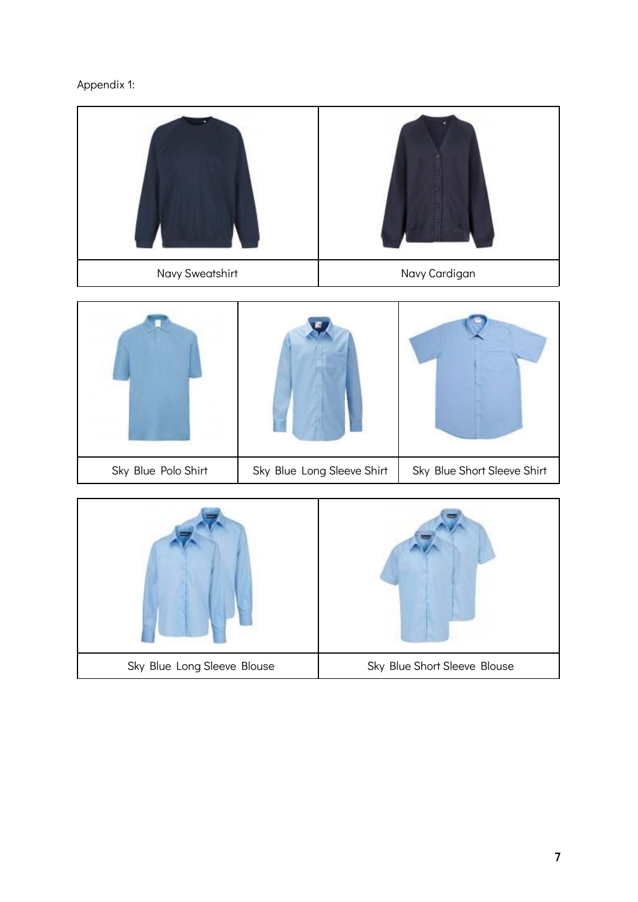Appendix 1:

| Navy Sweatshirt | Navy Cardigan |
| --- | --- |

| Sky Blue Polo Shirt | Sky Blue Long Sleeve Shirt | Sky Blue Short Sleeve Shirt |
| --- | --- | --- |

| Sky Blue Long Sleeve Blouse | Sky Blue Short Sleeve Blouse |
| --- | --- |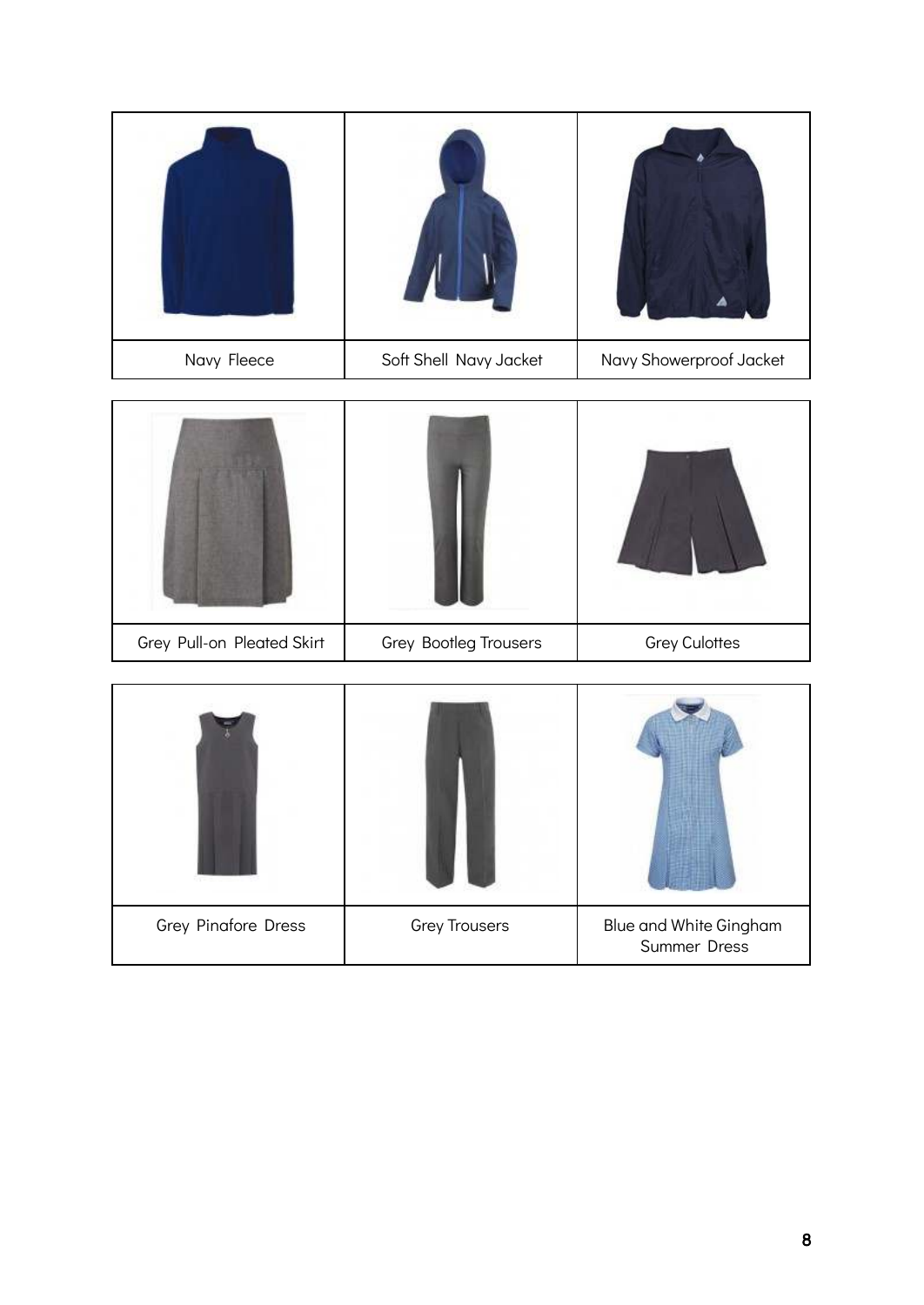| Navy Fleece | Soft Shell Navy Jacket | Navy Showerproof Jacket |
| --- | --- | --- |

| Grey Pull-on Pleated Skirt | Grey Bootleg Trousers | Grey Culottes |
| --- | --- | --- |

| Grey Pinafore Dress | Grey Trousers | Blue and White Gingham Summer Dress |
| --- | --- | --- |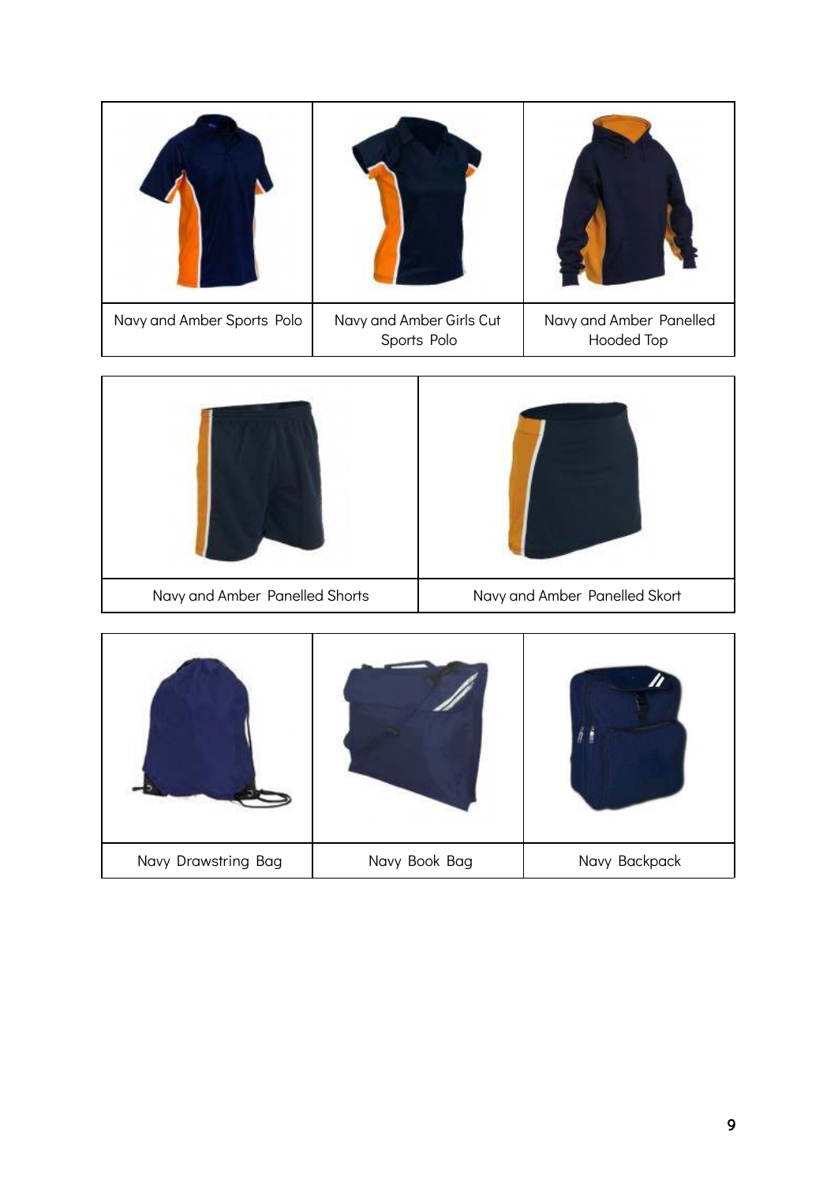| | | |
|---|---|---|
| Navy and Amber Sports Polo | Navy and Amber Girls Cut Sports Polo | Navy and Amber Panelled Hooded Top |

| | |
|---|---|
| Navy and Amber Panelled Shorts | Navy and Amber Panelled Skort |

| | | |
|---|---|---|
| Navy Drawstring Bag | Navy Book Bag | Navy Backpack |